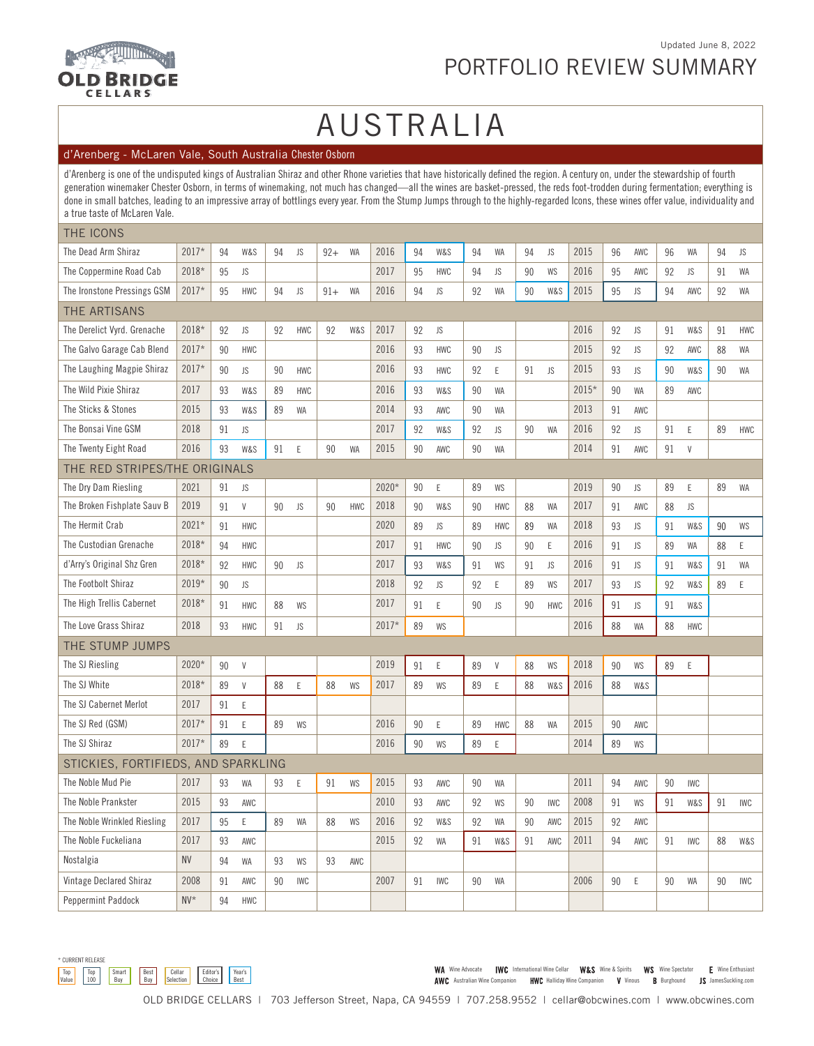Updated June 8, 2022

# PORTFOLIO REVIEW SUMMARY

## AUSTRALIA

### d'Arenberg - McLaren Vale, South Australia Chester Osborn

d'Arenberg is one of the undisputed kings of Australian Shiraz and other Rhone varieties that have historically defined the region. A century on, under the stewardship of fourth generation winemaker Chester Osborn, in terms of winemaking, not much has changed—all the wines are basket-pressed, the reds foot-trodden during fermentation; everything is done in small batches, leading to an impressive array of bottlings every year. From the Stump Jumps through to the highly-regarded Icons, these wines offer value, individuality and a true taste of McLaren Vale.

| Wine | Vintage | Score | Source | Score | Source | Score | Source | Vintage | Score | Source | Score | Source | Score | Source | Vintage | Score | Source | Score | Source | Score | Source |
|---|---|---|---|---|---|---|---|---|---|---|---|---|---|---|---|---|---|---|---|---|---|
| **THE ICONS** | | | | | | | | | | | | | | | | | | | | | |
| The Dead Arm Shiraz | 2017* | 94 | W&S | 94 | JS | 92+ | WA | 2016 | 94 | W&S | 94 | WA | 94 | JS | 2015 | 96 | AWC | 96 | WA | 94 | JS |
| The Coppermine Road Cab | 2018* | 95 | JS | | | | | 2017 | 95 | HWC | 94 | JS | 90 | WS | 2016 | 95 | AWC | 92 | JS | 91 | WA |
| The Ironstone Pressings GSM | 2017* | 95 | HWC | 94 | JS | 91+ | WA | 2016 | 94 | JS | 92 | WA | 90 | W&S | 2015 | 95 | JS | 94 | AWC | 92 | WA |
| **THE ARTISANS** | | | | | | | | | | | | | | | | | | | | | |
| The Derelict Vyrd. Grenache | 2018* | 92 | JS | 92 | HWC | 92 | W&S | 2017 | 92 | JS | | | | | 2016 | 92 | JS | 91 | W&S | 91 | HWC |
| The Galvo Garage Cab Blend | 2017* | 90 | HWC | | | | | 2016 | 93 | HWC | 90 | JS | | | 2015 | 92 | JS | 92 | AWC | 88 | WA |
| The Laughing Magpie Shiraz | 2017* | 90 | JS | 90 | HWC | | | 2016 | 93 | HWC | 92 | E | 91 | JS | 2015 | 93 | JS | 90 | W&S | 90 | WA |
| The Wild Pixie Shiraz | 2017 | 93 | W&S | 89 | HWC | | | 2016 | 93 | W&S | 90 | WA | | | 2015* | 90 | WA | 89 | AWC | | |
| The Sticks & Stones | 2015 | 93 | W&S | 89 | WA | | | 2014 | 93 | AWC | 90 | WA | | | 2013 | 91 | AWC | | | | |
| The Bonsai Vine GSM | 2018 | 91 | JS | | | | | 2017 | 92 | W&S | 92 | JS | 90 | WA | 2016 | 92 | JS | 91 | E | 89 | HWC |
| The Twenty Eight Road | 2016 | 93 | W&S | 91 | E | 90 | WA | 2015 | 90 | AWC | 90 | WA | | | 2014 | 91 | AWC | 91 | V | | |
| **THE RED STRIPES/THE ORIGINALS** | | | | | | | | | | | | | | | | | | | | | |
| The Dry Dam Riesling | 2021 | 91 | JS | | | | | 2020* | 90 | E | 89 | WS | | | 2019 | 90 | JS | 89 | E | 89 | WA |
| The Broken Fishplate Sauv B | 2019 | 91 | V | 90 | JS | 90 | HWC | 2018 | 90 | W&S | 90 | HWC | 88 | WA | 2017 | 91 | AWC | 88 | JS | | |
| The Hermit Crab | 2021* | 91 | HWC | | | | | 2020 | 89 | JS | 89 | HWC | 89 | WA | 2018 | 93 | JS | 91 | W&S | 90 | WS |
| The Custodian Grenache | 2018* | 94 | HWC | | | | | 2017 | 91 | HWC | 90 | JS | 90 | E | 2016 | 91 | JS | 89 | WA | 88 | E |
| d'Arry's Original Shz Gren | 2018* | 92 | HWC | 90 | JS | | | 2017 | 93 | W&S | 91 | WS | 91 | JS | 2016 | 91 | JS | 91 | W&S | 91 | WA |
| The Footbolt Shiraz | 2019* | 90 | JS | | | | | 2018 | 92 | JS | 92 | E | 89 | WS | 2017 | 93 | JS | 92 | W&S | 89 | E |
| The High Trellis Cabernet | 2018* | 91 | HWC | 88 | WS | | | 2017 | 91 | E | 90 | JS | 90 | HWC | 2016 | 91 | JS | 91 | W&S | | |
| The Love Grass Shiraz | 2018 | 93 | HWC | 91 | JS | | | 2017* | 89 | WS | | | | | 2016 | 88 | WA | 88 | HWC | | |
| **THE STUMP JUMPS** | | | | | | | | | | | | | | | | | | | | | |
| The SJ Riesling | 2020* | 90 | V | | | | | 2019 | 91 | E | 89 | V | 88 | WS | 2018 | 90 | WS | 89 | E | | |
| The SJ White | 2018* | 89 | V | 88 | E | 88 | WS | 2017 | 89 | WS | 89 | E | 88 | W&S | 2016 | 88 | W&S | | | | |
| The SJ Cabernet Merlot | 2017 | 91 | E | | | | | | | | | | | | | | | | | | |
| The SJ Red (GSM) | 2017* | 91 | E | 89 | WS | | | 2016 | 90 | E | 89 | HWC | 88 | WA | 2015 | 90 | AWC | | | | |
| The SJ Shiraz | 2017* | 89 | E | | | | | 2016 | 90 | WS | 89 | E | | | 2014 | 89 | WS | | | | |
| **STICKIES, FORTIFIEDS, AND SPARKLING** | | | | | | | | | | | | | | | | | | | | | |
| The Noble Mud Pie | 2017 | 93 | WA | 93 | E | 91 | WS | 2015 | 93 | AWC | 90 | WA | | | 2011 | 94 | AWC | 90 | IWC | | |
| The Noble Prankster | 2015 | 93 | AWC | | | | | 2010 | 93 | AWC | 92 | WS | 90 | IWC | 2008 | 91 | WS | 91 | W&S | 91 | IWC |
| The Noble Wrinkled Riesling | 2017 | 95 | E | 89 | WA | 88 | WS | 2016 | 92 | W&S | 92 | WA | 90 | AWC | 2015 | 92 | AWC | | | | |
| The Noble Fuckeliana | 2017 | 93 | AWC | | | | | 2015 | 92 | WA | 91 | W&S | 91 | AWC | 2011 | 94 | AWC | 91 | IWC | 88 | W&S |
| Nostalgia | NV | 94 | WA | 93 | WS | 93 | AWC | | | | | | | | | | | | | | |
| Vintage Declared Shiraz | 2008 | 91 | AWC | 90 | IWC | | | 2007 | 91 | IWC | 90 | WA | | | 2006 | 90 | E | 90 | WA | 90 | IWC |
| Peppermint Paddock | NV* | 94 | HWC | | | | | | | | | | | | | | | | | | |

\* CURRENT RELEASE

Top Value | Top 100 | Smart Buy | Best Buy | Cellar Selection | Editor's Choice | Year's Best

**WA** Wine Advocate | **IWC** International Wine Cellar | **W&S** Wine & Spirits | **WS** Wine Spectator | **E** Wine Enthusiast | **AWC** Australian Wine Companion | **HWC** Halliday Wine Companion | **V** Vinous | **B** Burghound | **JS** JamesSuckling.com

OLD BRIDGE CELLARS | 703 Jefferson Street, Napa, CA 94559 | 707.258.9552 | cellar@obcwines.com | www.obcwines.com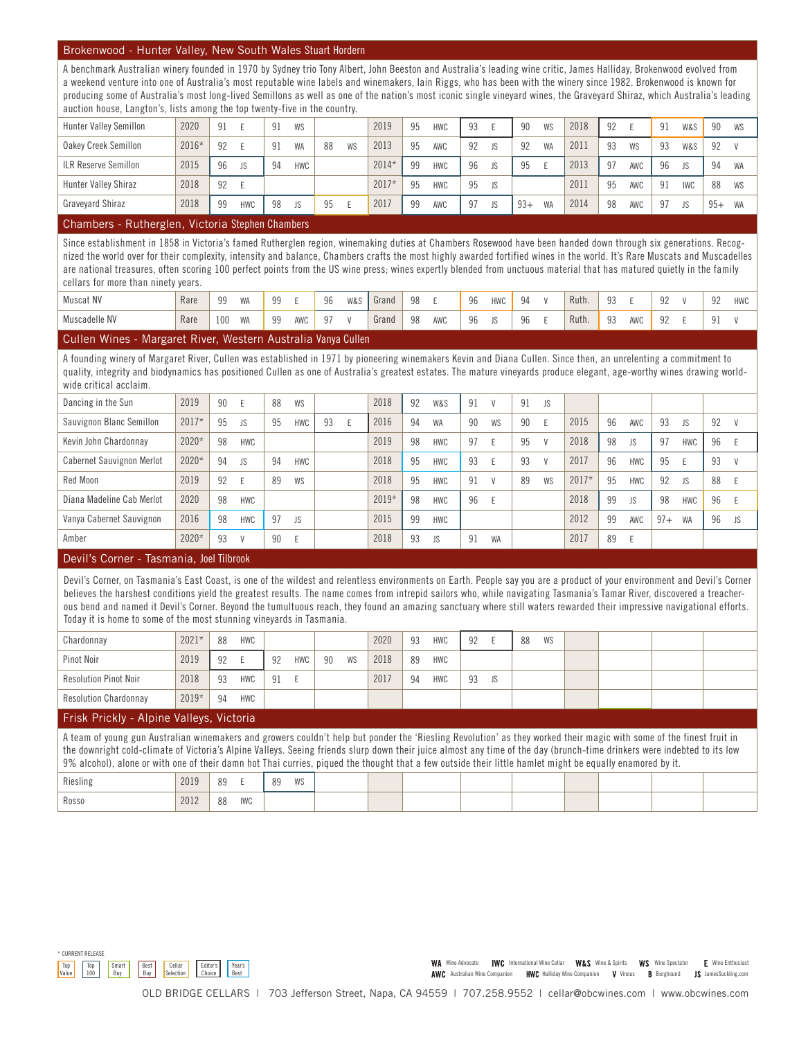## Brokenwood - Hunter Valley, New South Wales Stuart Hordern

A benchmark Australian winery founded in 1970 by Sydney trio Tony Albert, John Beeston and Australia's leading wine critic, James Halliday, Brokenwood evolved from a weekend venture into one of Australia's most reputable wine labels and winemakers, Iain Riggs, who has been with the winery since 1982. Brokenwood is known for producing some of Australia's most long-lived Semillons as well as one of the nation's most iconic single vineyard wines, the Graveyard Shiraz, which Australia's leading auction house, Langton's, lists among the top twenty-five in the country.

| Wine | Vintage | Score | Score | Score | Vintage | Score | Score | Score | Vintage | Score | Score | Score |
|---|---|---|---|---|---|---|---|---|---|---|---|---|
| Hunter Valley Semillon | 2020 | 91 E | 91 WS | | 2019 | 95 HWC | 93 E | 90 WS | 2018 | 92 E | 91 W&S | 90 WS |
| Oakey Creek Semillon | 2016* | 92 E | 91 WA | 88 WS | 2013 | 95 AWC | 92 JS | 92 WA | 2011 | 93 WS | 93 W&S | 92 V |
| ILR Reserve Semillon | 2015 | 96 JS | 94 HWC | | 2014* | 99 HWC | 96 JS | 95 E | 2013 | 97 AWC | 96 JS | 94 WA |
| Hunter Valley Shiraz | 2018 | 92 E | | | 2017* | 95 HWC | 95 JS | | 2011 | 95 AWC | 91 IWC | 88 WS |
| Graveyard Shiraz | 2018 | 99 HWC | 98 JS | 95 E | 2017 | 99 AWC | 97 JS | 93+ WA | 2014 | 98 AWC | 97 JS | 95+ WA |

## Chambers - Rutherglen, Victoria Stephen Chambers

Since establishment in 1858 in Victoria's famed Rutherglen region, winemaking duties at Chambers Rosewood have been handed down through six generations. Recognized the world over for their complexity, intensity and balance, Chambers crafts the most highly awarded fortified wines in the world. It's Rare Muscats and Muscadelles are national treasures, often scoring 100 perfect points from the US wine press; wines expertly blended from unctuous material that has matured quietly in the family cellars for more than ninety years.

| Wine | Vintage | Score | Score | Score | Vintage | Score | Score | Score | Vintage | Score | Score | Score |
|---|---|---|---|---|---|---|---|---|---|---|---|---|
| Muscat NV | Rare | 99 WA | 99 E | 96 W&S | Grand | 98 E | 96 HWC | 94 V | Ruth. | 93 E | 92 V | 92 HWC |
| Muscadelle NV | Rare | 100 WA | 99 AWC | 97 V | Grand | 98 AWC | 96 JS | 96 E | Ruth. | 93 AWC | 92 E | 91 V |

## Cullen Wines - Margaret River, Western Australia Vanya Cullen

A founding winery of Margaret River, Cullen was established in 1971 by pioneering winemakers Kevin and Diana Cullen. Since then, an unrelenting a commitment to quality, integrity and biodynamics has positioned Cullen as one of Australia's greatest estates. The mature vineyards produce elegant, age-worthy wines drawing worldwide critical acclaim.

| Wine | Vintage | Score | Score | Score | Vintage | Score | Score | Score | Vintage | Score | Score | Score |
|---|---|---|---|---|---|---|---|---|---|---|---|---|
| Dancing in the Sun | 2019 | 90 E | 88 WS | | 2018 | 92 W&S | 91 V | 91 JS | | | | |
| Sauvignon Blanc Semillon | 2017* | 95 JS | 95 HWC | 93 E | 2016 | 94 WA | 90 WS | 90 E | 2015 | 96 AWC | 93 JS | 92 V |
| Kevin John Chardonnay | 2020* | 98 HWC | | | 2019 | 98 HWC | 97 E | 95 V | 2018 | 98 JS | 97 HWC | 96 E |
| Cabernet Sauvignon Merlot | 2020* | 94 JS | 94 HWC | | 2018 | 95 HWC | 93 E | 93 V | 2017 | 96 HWC | 95 E | 93 V |
| Red Moon | 2019 | 92 E | 89 WS | | 2018 | 95 HWC | 91 V | 89 WS | 2017* | 95 HWC | 92 JS | 88 E |
| Diana Madeline Cab Merlot | 2020 | 98 HWC | | | 2019* | 98 HWC | 96 E | | 2018 | 99 JS | 98 HWC | 96 E |
| Vanya Cabernet Sauvignon | 2016 | 98 HWC | 97 JS | | 2015 | 99 HWC | | | 2012 | 99 AWC | 97+ WA | 96 JS |
| Amber | 2020* | 93 V | 90 E | | 2018 | 93 JS | 91 WA | | 2017 | 89 E | | |

## Devil's Corner - Tasmania, Joel Tilbrook

Devil's Corner, on Tasmania's East Coast, is one of the wildest and relentless environments on Earth. People say you are a product of your environment and Devil's Corner believes the harshest conditions yield the greatest results. The name comes from intrepid sailors who, while navigating Tasmania's Tamar River, discovered a treacherous bend and named it Devil's Corner. Beyond the tumultuous reach, they found an amazing sanctuary where still waters rewarded their impressive navigational efforts. Today it is home to some of the most stunning vineyards in Tasmania.

| Wine | Vintage | Score | Score | Score | Vintage | Score | Score | Score | Vintage | Score | Score | Score |
|---|---|---|---|---|---|---|---|---|---|---|---|---|
| Chardonnay | 2021* | 88 HWC | | | 2020 | 93 HWC | 92 E | 88 WS | | | | |
| Pinot Noir | 2019 | 92 E | 92 HWC | 90 WS | 2018 | 89 HWC | | | | | | |
| Resolution Pinot Noir | 2018 | 93 HWC | 91 E | | 2017 | 94 HWC | 93 JS | | | | | |
| Resolution Chardonnay | 2019* | 94 HWC | | | | | | | | | | |

## Frisk Prickly - Alpine Valleys, Victoria

A team of young gun Australian winemakers and growers couldn't help but ponder the 'Riesling Revolution' as they worked their magic with some of the finest fruit in the downright cold-climate of Victoria's Alpine Valleys. Seeing friends slurp down their juice almost any time of the day (brunch-time drinkers were indebted to its low 9% alcohol), alone or with one of their damn hot Thai curries, piqued the thought that a few outside their little hamlet might be equally enamored by it.

| Wine | Vintage | Score | Score | Score | Vintage | Score | Score | Score | Vintage | Score | Score | Score |
|---|---|---|---|---|---|---|---|---|---|---|---|---|
| Riesling | 2019 | 89 E | 89 WS | | | | | | | | | |
| Rosso | 2012 | 88 IWC | | | | | | | | | | |

\* CURRENT RELEASE

Top Value | Top 100 | Smart Buy | Best Buy | Cellar Selection | Editor's Choice | Year's Best

**WA** Wine Advocate **IWC** International Wine Cellar **W&S** Wine & Spirits **WS** Wine Spectator **E** Wine Enthusiast
**AWC** Australian Wine Companion **HWC** Halliday Wine Companion **V** Vinous **B** Burghound **JS** JamesSuckling.com

OLD BRIDGE CELLARS | 703 Jefferson Street, Napa, CA 94559 | 707.258.9552 | cellar@obcwines.com | www.obcwines.com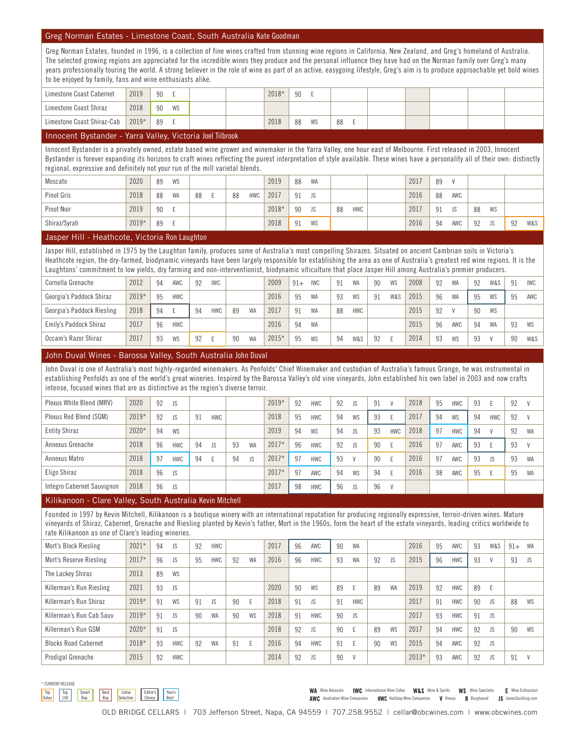## Greg Norman Estates - Limestone Coast, South Australia Kate Goodman

Greg Norman Estates, founded in 1996, is a collection of fine wines crafted from stunning wine regions in California, New Zealand, and Greg's homeland of Australia. The selected growing regions are appreciated for the incredible wines they produce and the personal influence they have had on the Norman family over Greg's many years professionally touring the world. A strong believer in the role of wine as part of an active, easygoing lifestyle, Greg's aim is to produce approachable yet bold wines to be enjoyed by family, fans and wine enthusiasts alike.

| Wine | Vintage | Score | Score | Score | Vintage | Score | Score | Score | Vintage | Score | Score | Score |
|---|---|---|---|---|---|---|---|---|---|---|---|---|
| Limestone Coast Cabernet | 2019 | 90 E | | | 2018* | 90 E | | | | | | |
| Limestone Coast Shiraz | 2018 | 90 WS | | | | | | | | | | |
| Limestone Coast Shiraz-Cab | 2019* | 89 E | | | 2018 | 88 WS | 88 E | | | | | |

## Innocent Bystander - Yarra Valley, Victoria Joel Tilbrook

Innocent Bystander is a privately owned, estate based wine grower and winemaker in the Yarra Valley, one hour east of Melbourne. First released in 2003, Innocent Bystander is forever expanding its horizons to craft wines reflecting the purest interpretation of style available. These wines have a personality all of their own: distinctly regional, expressive and definitely not your run of the mill varietal blends.

| Wine | Vintage | Score | Score | Score | Vintage | Score | Score | Score | Vintage | Score | Score | Score |
|---|---|---|---|---|---|---|---|---|---|---|---|---|
| Moscato | 2020 | 89 WS | | | 2019 | 88 WA | | | 2017 | 89 V | | |
| Pinot Gris | 2018 | 88 WA | 88 E | 88 HWC | 2017 | 91 JS | | | 2016 | 88 AWC | | |
| Pinot Noir | 2019 | 90 E | | | 2018* | 90 JS | 88 HWC | | 2017 | 91 JS | 88 WS | |
| Shiraz/Syrah | 2019* | 89 E | | | 2018 | 91 WS | | | 2016 | 94 AWC | 92 JS | 92 W&S |

## Jasper Hill - Heathcote, Victoria Ron Laughton

Jasper Hill, established in 1975 by the Laughton family, produces some of Australia's most compelling Shirazes. Situated on ancient Cambrian soils in Victoria's Heathcote region, the dry-farmed, biodynamic vineyards have been largely responsible for establishing the area as one of Australia's greatest red wine regions. It is the Laughtons' commitment to low yields, dry farming and non-interventionist, biodynamic viticulture that place Jasper Hill among Australia's premier producers.

| Wine | Vintage | Score | Score | Score | Vintage | Score | Score | Score | Vintage | Score | Score | Score |
|---|---|---|---|---|---|---|---|---|---|---|---|---|
| Cornella Grenache | 2012 | 94 AWC | 92 IWC | | 2009 | 91+ IWC | 91 WA | 90 WS | 2008 | 92 WA | 92 W&S | 91 IWC |
| Georgia's Paddock Shiraz | 2019* | 95 HWC | | | 2016 | 95 WA | 93 WS | 91 W&S | 2015 | 96 WA | 95 WS | 95 AWC |
| Georgia's Paddock Riesling | 2018 | 94 E | 94 HWC | 89 WA | 2017 | 91 WA | 88 HWC | | 2015 | 92 V | 90 WS | |
| Emily's Paddock Shiraz | 2017 | 96 HWC | | | 2016 | 94 WA | | | 2015 | 96 AWC | 94 WA | 93 WS |
| Occam's Razor Shiraz | 2017 | 93 WS | 92 E | 90 WA | 2015* | 95 WS | 94 W&S | 92 E | 2014 | 93 WS | 93 V | 90 W&S |

## John Duval Wines - Barossa Valley, South Australia John Duval

John Duval is one of Australia's most highly-regarded winemakers. As Penfolds' Chief Winemaker and custodian of Australia's famous Grange, he was instrumental in establishing Penfolds as one of the world's great wineries. Inspired by the Barossa Valley's old vine vineyards, John established his own label in 2003 and now crafts intense, focused wines that are as distinctive as the region's diverse terroir.

| Wine | Vintage | Score | Score | Score | Vintage | Score | Score | Score | Vintage | Score | Score | Score |
|---|---|---|---|---|---|---|---|---|---|---|---|---|
| Plexus White Blend (MRV) | 2020 | 92 JS | | | 2019* | 92 HWC | 92 JS | 91 V | 2018 | 95 HWC | 93 E | 92 V |
| Plexus Red Blend (SGM) | 2019* | 92 JS | 91 HWC | | 2018 | 95 HWC | 94 WS | 93 E | 2017 | 94 WS | 94 HWC | 92 V |
| Entity Shiraz | 2020* | 94 WS | | | 2019 | 94 WS | 94 JS | 93 HWC | 2018 | 97 HWC | 94 V | 92 WA |
| Annexus Grenache | 2018 | 96 HWC | 94 JS | 93 WA | 2017* | 96 HWC | 92 JS | 90 E | 2016 | 97 AWC | 93 E | 93 V |
| Annexus Mataro | 2018 | 97 HWC | 94 E | 94 JS | 2017* | 97 HWC | 93 V | 90 E | 2016 | 97 AWC | 93 JS | 93 WA |
| Eligo Shiraz | 2018 | 96 JS | | | 2017* | 97 AWC | 94 WS | 94 E | 2016 | 98 AWC | 95 E | 95 WA |
| Integro Cabernet Sauvignon | 2018 | 96 JS | | | 2017 | 98 HWC | 96 JS | 96 V | | | | |

## Kilikanoon - Clare Valley, South Australia Kevin Mitchell

Founded in 1997 by Kevin Mitchell, Kilikanoon is a boutique winery with an international reputation for producing regionally expressive, terroir-driven wines. Mature vineyards of Shiraz, Cabernet, Grenache and Riesling planted by Kevin's father, Mort in the 1960s, form the heart of the estate vineyards, leading critics worldwide to rate Kilikanoon as one of Clare's leading wineries.

| Wine | Vintage | Score | Score | Score | Vintage | Score | Score | Score | Vintage | Score | Score | Score |
|---|---|---|---|---|---|---|---|---|---|---|---|---|
| Mort's Block Riesling | 2021* | 94 JS | 92 HWC | | 2017 | 96 AWC | 90 WA | | 2016 | 95 AWC | 93 W&S | 91+ WA |
| Mort's Reserve Riesling | 2017* | 96 JS | 95 HWC | 92 WA | 2016 | 96 HWC | 93 WA | 92 JS | 2015 | 96 HWC | 93 V | 93 JS |
| The Lackey Shiraz | 2013 | 89 WS | | | | | | | | | | |
| Killerman's Run Riesling | 2021 | 93 JS | | | 2020 | 90 WS | 89 E | 89 WA | 2019 | 92 HWC | 89 E | |
| Killerman's Run Shiraz | 2019* | 91 WS | 91 JS | 90 E | 2018 | 91 JS | 91 HWC | | 2017 | 91 HWC | 90 JS | 88 WS |
| Killerman's Run Cab Sauv | 2019* | 91 JS | 90 WA | 90 WS | 2018 | 91 HWC | 90 JS | | 2017 | 93 HWC | 91 JS | |
| Killerman's Run GSM | 2020* | 91 JS | | | 2018 | 92 JS | 90 E | 89 WS | 2017 | 94 HWC | 92 JS | 90 WS |
| Blocks Road Cabernet | 2018* | 93 HWC | 92 WA | 91 E | 2016 | 94 HWC | 91 E | 90 WS | 2015 | 94 AWC | 92 JS | |
| Prodigal Grenache | 2015 | 92 HWC | | | 2014 | 92 JS | 90 V | | 2013* | 93 AWC | 92 JS | 91 V |

\* CURRENT RELEASE

Top Value | Top 100 | Smart Buy | Best Buy | Cellar Selection | Editor's Choice | Year's Best

**WA** Wine Advocate **IWC** International Wine Cellar **W&S** Wine & Spirits **WS** Wine Spectator **E** Wine Enthusiast **AWC** Australian Wine Companion **HWC** Halliday Wine Companion **V** Vinous **B** Burghound **JS** JamesSuckling.com

OLD BRIDGE CELLARS | 703 Jefferson Street, Napa, CA 94559 | 707.258.9552 | cellar@obcwines.com | www.obcwines.com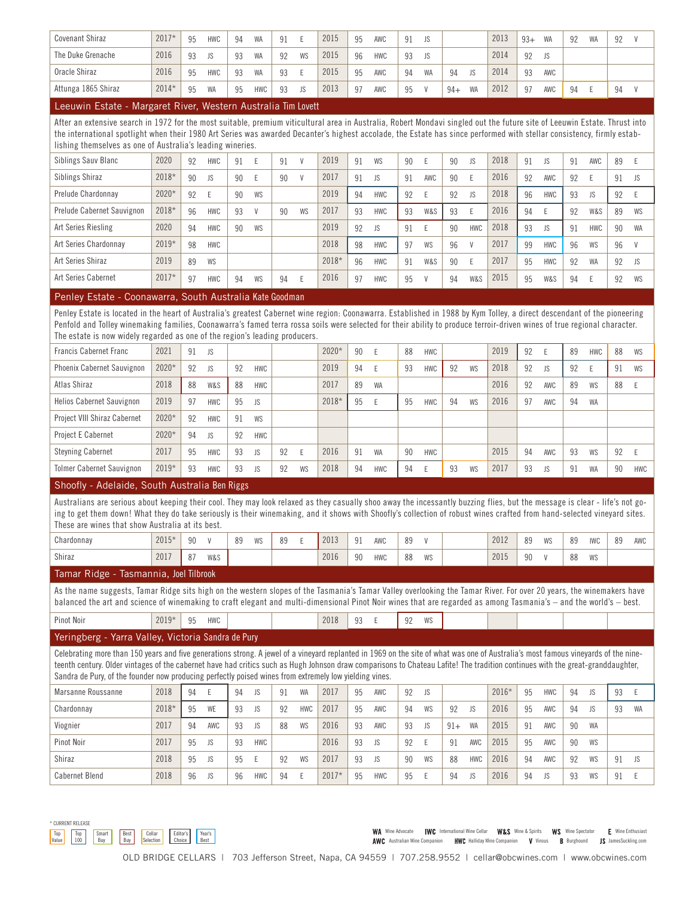| Wine | Vintage | Score | Source | Score | Source | Score | Source | Vintage | Score | Source | Score | Source | Score | Source | Vintage | Score | Source | Score | Source | Score | Source |
|---|---|---|---|---|---|---|---|---|---|---|---|---|---|---|---|---|---|---|---|---|---|
| Covenant Shiraz | 2017* | 95 | HWC | 94 | WA | 91 | E | 2015 | 95 | AWC | 91 | JS | | | 2013 | 93+ | WA | 92 | WA | 92 | V |
| The Duke Grenache | 2016 | 93 | JS | 93 | WA | 92 | WS | 2015 | 96 | HWC | 93 | JS | | | 2014 | 92 | JS | | | | |
| Oracle Shiraz | 2016 | 95 | HWC | 93 | WA | 93 | E | 2015 | 95 | AWC | 94 | WA | 94 | JS | 2014 | 93 | AWC | | | | |
| Attunga 1865 Shiraz | 2014* | 95 | WA | 95 | HWC | 93 | JS | 2013 | 97 | AWC | 95 | V | 94+ | WA | 2012 | 97 | AWC | 94 | E | 94 | V |

## Leeuwin Estate - Margaret River, Western Australia Tim Lovett

After an extensive search in 1972 for the most suitable, premium viticultural area in Australia, Robert Mondavi singled out the future site of Leeuwin Estate. Thrust into the international spotlight when their 1980 Art Series was awarded Decanter's highest accolade, the Estate has since performed with stellar consistency, firmly establishing themselves as one of Australia's leading wineries.

| Wine | Vintage | Score | Source | Score | Source | Score | Source | Vintage | Score | Source | Score | Source | Score | Source | Vintage | Score | Source | Score | Source | Score | Source |
|---|---|---|---|---|---|---|---|---|---|---|---|---|---|---|---|---|---|---|---|---|---|
| Siblings Sauv Blanc | 2020 | 92 | HWC | 91 | E | 91 | V | 2019 | 91 | WS | 90 | E | 90 | JS | 2018 | 91 | JS | 91 | AWC | 89 | E |
| Siblings Shiraz | 2018* | 90 | JS | 90 | E | 90 | V | 2017 | 91 | JS | 91 | AWC | 90 | E | 2016 | 92 | AWC | 92 | E | 91 | JS |
| Prelude Chardonnay | 2020* | 92 | E | 90 | WS | | | 2019 | 94 | HWC | 92 | E | 92 | JS | 2018 | 96 | HWC | 93 | JS | 92 | E |
| Prelude Cabernet Sauvignon | 2018* | 96 | HWC | 93 | V | 90 | WS | 2017 | 93 | HWC | 93 | W&S | 93 | E | 2016 | 94 | E | 92 | W&S | 89 | WS |
| Art Series Riesling | 2020 | 94 | HWC | 90 | WS | | | 2019 | 92 | JS | 91 | E | 90 | HWC | 2018 | 93 | JS | 91 | HWC | 90 | WA |
| Art Series Chardonnay | 2019* | 98 | HWC | | | | | 2018 | 98 | HWC | 97 | WS | 96 | V | 2017 | 99 | HWC | 96 | WS | 96 | V |
| Art Series Shiraz | 2019 | 89 | WS | | | | | 2018* | 96 | HWC | 91 | W&S | 90 | E | 2017 | 95 | HWC | 92 | WA | 92 | JS |
| Art Series Cabernet | 2017* | 97 | HWC | 94 | WS | 94 | E | 2016 | 97 | HWC | 95 | V | 94 | W&S | 2015 | 95 | W&S | 94 | E | 92 | WS |

## Penley Estate - Coonawarra, South Australia Kate Goodman

Penley Estate is located in the heart of Australia's greatest Cabernet wine region: Coonawarra. Established in 1988 by Kym Tolley, a direct descendant of the pioneering Penfold and Tolley winemaking families, Coonawarra's famed terra rossa soils were selected for their ability to produce terroir-driven wines of true regional character. The estate is now widely regarded as one of the region's leading producers.

| Wine | Vintage | Score | Source | Score | Source | Score | Source | Vintage | Score | Source | Score | Source | Score | Source | Vintage | Score | Source | Score | Source | Score | Source |
|---|---|---|---|---|---|---|---|---|---|---|---|---|---|---|---|---|---|---|---|---|---|
| Francis Cabernet Franc | 2021 | 91 | JS | | | | | 2020* | 90 | E | 88 | HWC | | | 2019 | 92 | E | 89 | HWC | 88 | WS |
| Phoenix Cabernet Sauvignon | 2020* | 92 | JS | 92 | HWC | | | 2019 | 94 | E | 93 | HWC | 92 | WS | 2018 | 92 | JS | 92 | E | 91 | WS |
| Atlas Shiraz | 2018 | 88 | W&S | 88 | HWC | | | 2017 | 89 | WA | | | | | 2016 | 92 | AWC | 89 | WS | 88 | E |
| Helios Cabernet Sauvignon | 2019 | 97 | HWC | 95 | JS | | | 2018* | 95 | E | 95 | HWC | 94 | WS | 2016 | 97 | AWC | 94 | WA | | |
| Project VIII Shiraz Cabernet | 2020* | 92 | HWC | 91 | WS | | | | | | | | | | | | | | | | |
| Project E Cabernet | 2020* | 94 | JS | 92 | HWC | | | | | | | | | | | | | | | | |
| Steyning Cabernet | 2017 | 95 | HWC | 93 | JS | 92 | E | 2016 | 91 | WA | 90 | HWC | | | 2015 | 94 | AWC | 93 | WS | 92 | E |
| Tolmer Cabernet Sauvignon | 2019* | 93 | HWC | 93 | JS | 92 | WS | 2018 | 94 | HWC | 94 | E | 93 | WS | 2017 | 93 | JS | 91 | WA | 90 | HWC |

## Shoofly - Adelaide, South Australia Ben Riggs

Australians are serious about keeping their cool. They may look relaxed as they casually shoo away the incessantly buzzing flies, but the message is clear - life's not going to get them down! What they do take seriously is their winemaking, and it shows with Shoofly's collection of robust wines crafted from hand-selected vineyard sites. These are wines that show Australia at its best.

| Wine | Vintage | Score | Source | Score | Source | Score | Source | Vintage | Score | Source | Score | Source | Score | Source | Vintage | Score | Source | Score | Source | Score | Source |
|---|---|---|---|---|---|---|---|---|---|---|---|---|---|---|---|---|---|---|---|---|---|
| Chardonnay | 2015* | 90 | V | 89 | WS | 89 | E | 2013 | 91 | AWC | 89 | V | | | 2012 | 89 | WS | 89 | IWC | 89 | AWC |
| Shiraz | 2017 | 87 | W&S | | | | | 2016 | 90 | HWC | 88 | WS | | | 2015 | 90 | V | 88 | WS | | |

## Tamar Ridge - Tasmannia, Joel Tilbrook

As the name suggests, Tamar Ridge sits high on the western slopes of the Tasmania's Tamar Valley overlooking the Tamar River. For over 20 years, the winemakers have balanced the art and science of winemaking to craft elegant and multi-dimensional Pinot Noir wines that are regarded as among Tasmania's – and the world's – best.

| Wine | Vintage | Score | Source | Score | Source | Score | Source | Vintage | Score | Source | Score | Source | Score | Source | Vintage | Score | Source | Score | Source | Score | Source |
|---|---|---|---|---|---|---|---|---|---|---|---|---|---|---|---|---|---|---|---|---|---|
| Pinot Noir | 2019* | 95 | HWC | | | | | 2018 | 93 | E | 92 | WS | | | | | | | | | |

## Yeringberg - Yarra Valley, Victoria Sandra de Pury

Celebrating more than 150 years and five generations strong. A jewel of a vineyard replanted in 1969 on the site of what was one of Australia's most famous vineyards of the nineteenth century. Older vintages of the cabernet have had critics such as Hugh Johnson draw comparisons to Chateau Lafite! The tradition continues with the great-granddaughter, Sandra de Pury, of the founder now producing perfectly poised wines from extremely low yielding vines.

| Wine | Vintage | Score | Source | Score | Source | Score | Source | Vintage | Score | Source | Score | Source | Score | Source | Vintage | Score | Source | Score | Source | Score | Source |
|---|---|---|---|---|---|---|---|---|---|---|---|---|---|---|---|---|---|---|---|---|---|
| Marsanne Roussanne | 2018 | 94 | E | 94 | JS | 91 | WA | 2017 | 95 | AWC | 92 | JS | | | 2016* | 95 | HWC | 94 | JS | 93 | E |
| Chardonnay | 2018* | 95 | WE | 93 | JS | 92 | HWC | 2017 | 95 | AWC | 94 | WS | 92 | JS | 2016 | 95 | AWC | 94 | JS | 93 | WA |
| Viognier | 2017 | 94 | AWC | 93 | JS | 88 | WS | 2016 | 93 | AWC | 93 | JS | 91+ | WA | 2015 | 91 | AWC | 90 | WA | | |
| Pinot Noir | 2017 | 95 | JS | 93 | HWC | | | 2016 | 93 | JS | 92 | E | 91 | AWC | 2015 | 95 | AWC | 90 | WS | | |
| Shiraz | 2018 | 95 | JS | 95 | E | 92 | WS | 2017 | 93 | JS | 90 | WS | 88 | HWC | 2016 | 94 | AWC | 92 | WS | 91 | JS |
| Cabernet Blend | 2018 | 96 | JS | 96 | HWC | 94 | E | 2017* | 95 | HWC | 95 | E | 94 | JS | 2016 | 94 | JS | 93 | WS | 91 | E |

* CURRENT RELEASE

Top Value | Top 100 | Smart Buy | Best Buy | Cellar Selection | Editor's Choice | Year's Best

**WA** Wine Advocate **IWC** International Wine Cellar **W&S** Wine & Spirits **WS** Wine Spectator **E** Wine Enthusiast
**AWC** Australian Wine Companion **HWC** Halliday Wine Companion **V** Vinous **B** Burghound **JS** JamesSuckling.com

OLD BRIDGE CELLARS | 703 Jefferson Street, Napa, CA 94559 | 707.258.9552 | cellar@obcwines.com | www.obcwines.com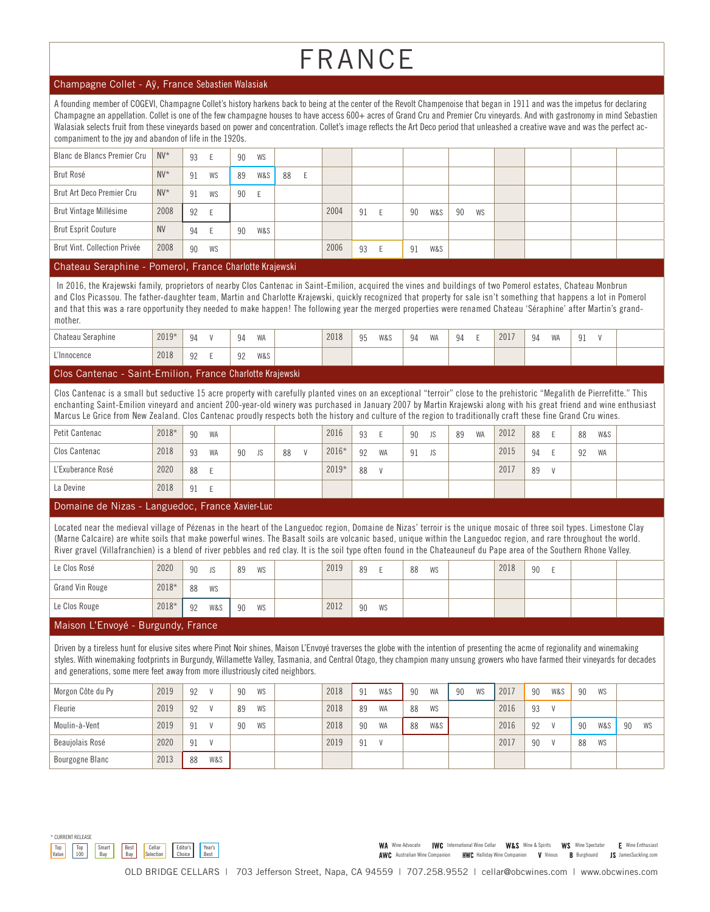# FRANCE

## Champagne Collet - Aÿ, France Sebastien Walasiak

A founding member of COGEVI, Champagne Collet's history harkens back to being at the center of the Revolt Champenoise that began in 1911 and was the impetus for declaring Champagne an appellation. Collet is one of the few champagne houses to have access 600+ acres of Grand Cru and Premier Cru vineyards. And with gastronomy in mind Sebastien Walasiak selects fruit from these vineyards based on power and concentration. Collet's image reflects the Art Deco period that unleashed a creative wave and was the perfect accompaniment to the joy and abandon of life in the 1920s.

| | | | | | | | | | | | | |
|---|---|---|---|---|---|---|---|---|---|---|---|---|
| Blanc de Blancs Premier Cru | NV* | 93 E | 90 WS | | | | | | | | | |
| Brut Rosé | NV* | 91 WS | 89 W&S | 88 E | | | | | | | | |
| Brut Art Deco Premier Cru | NV* | 91 WS | 90 E | | | | | | | | | |
| Brut Vintage Millésime | 2008 | 92 E | | | 2004 | 91 E | 90 W&S | 90 WS | | | | |
| Brut Esprit Couture | NV | 94 E | 90 W&S | | | | | | | | | |
| Brut Vint. Collection Privée | 2008 | 90 WS | | | 2006 | 93 E | 91 W&S | | | | | |

## Chateau Seraphine - Pomerol, France Charlotte Krajewski

In 2016, the Krajewski family, proprietors of nearby Clos Cantenac in Saint-Emilion, acquired the vines and buildings of two Pomerol estates, Chateau Monbrun and Clos Picassou. The father-daughter team, Martin and Charlotte Krajewski, quickly recognized that property for sale isn't something that happens a lot in Pomerol and that this was a rare opportunity they needed to make happen! The following year the merged properties were renamed Chateau 'Séraphine' after Martin's grand-mother.

| | | | | | | | | | | | | |
|---|---|---|---|---|---|---|---|---|---|---|---|---|
| Chateau Seraphine | 2019* | 94 V | 94 WA | | 2018 | 95 W&S | 94 WA | 94 E | 2017 | 94 WA | 91 V | |
| L'Innocence | 2018 | 92 E | 92 W&S | | | | | | | | | |

## Clos Cantenac - Saint-Emilion, France Charlotte Krajewski

Clos Cantenac is a small but seductive 15 acre property with carefully planted vines on an exceptional "terroir" close to the prehistoric "Megalith de Pierrefitte." This enchanting Saint-Emilion vineyard and ancient 200-year-old winery was purchased in January 2007 by Martin Krajewski along with his great friend and wine enthusiast Marcus Le Grice from New Zealand. Clos Cantenac proudly respects both the history and culture of the region to traditionally craft these fine Grand Cru wines.

| | | | | | | | | | | | | |
|---|---|---|---|---|---|---|---|---|---|---|---|---|
| Petit Cantenac | 2018* | 90 WA | | | 2016 | 93 E | 90 JS | 89 WA | 2012 | 88 E | 88 W&S | |
| Clos Cantenac | 2018 | 93 WA | 90 JS | 88 V | 2016* | 92 WA | 91 JS | | 2015 | 94 E | 92 WA | |
| L'Exuberance Rosé | 2020 | 88 E | | | 2019* | 88 V | | | 2017 | 89 V | | |
| La Devine | 2018 | 91 E | | | | | | | | | | |

## Domaine de Nizas - Languedoc, France Xavier-Luc

Located near the medieval village of Pézenas in the heart of the Languedoc region, Domaine de Nizas' terroir is the unique mosaic of three soil types. Limestone Clay (Marne Calcaire) are white soils that make powerful wines. The Basalt soils are volcanic based, unique within the Languedoc region, and rare throughout the world. River gravel (Villafranchien) is a blend of river pebbles and red clay. It is the soil type often found in the Chateauneuf du Pape area of the Southern Rhone Valley.

| | | | | | | | | | | | | |
|---|---|---|---|---|---|---|---|---|---|---|---|---|
| Le Clos Rosé | 2020 | 90 JS | 89 WS | | 2019 | 89 E | 88 WS | | 2018 | 90 E | | |
| Grand Vin Rouge | 2018* | 88 WS | | | | | | | | | | |
| Le Clos Rouge | 2018* | 92 W&S | 90 WS | | 2012 | 90 WS | | | | | | |

## Maison L'Envoyé - Burgundy, France

Driven by a tireless hunt for elusive sites where Pinot Noir shines, Maison L'Envoyé traverses the globe with the intention of presenting the acme of regionality and winemaking styles. With winemaking footprints in Burgundy, Willamette Valley, Tasmania, and Central Otago, they champion many unsung growers who have farmed their vineyards for decades and generations, some mere feet away from more illustriously cited neighbors.

| | | | | | | | | | | | | |
|---|---|---|---|---|---|---|---|---|---|---|---|---|
| Morgon Côte du Py | 2019 | 92 V | 90 WS | | 2018 | 91 W&S | 90 WA | 90 WS | 2017 | 90 W&S | 90 WS | |
| Fleurie | 2019 | 92 V | 89 WS | | 2018 | 89 WA | 88 WS | | 2016 | 93 V | | |
| Moulin-à-Vent | 2019 | 91 V | 90 WS | | 2018 | 90 WA | 88 W&S | | 2016 | 92 V | 90 W&S | 90 WS |
| Beaujolais Rosé | 2020 | 91 V | | | 2019 | 91 V | | | 2017 | 90 V | 88 WS | |
| Bourgogne Blanc | 2013 | 88 W&S | | | | | | | | | | |

\* CURRENT RELEASE

Top Value | Top 100 | Smart Buy | Best Buy | Cellar Selection | Editor's Choice | Year's Best

**WA** Wine Advocate **IWC** International Wine Cellar **W&S** Wine & Spirits **WS** Wine Spectator **E** Wine Enthusiast **AWC** Australian Wine Companion **HWC** Halliday Wine Companion **V** Vinous **B** Burghound **JS** JamesSuckling.com

OLD BRIDGE CELLARS | 703 Jefferson Street, Napa, CA 94559 | 707.258.9552 | cellar@obcwines.com | www.obcwines.com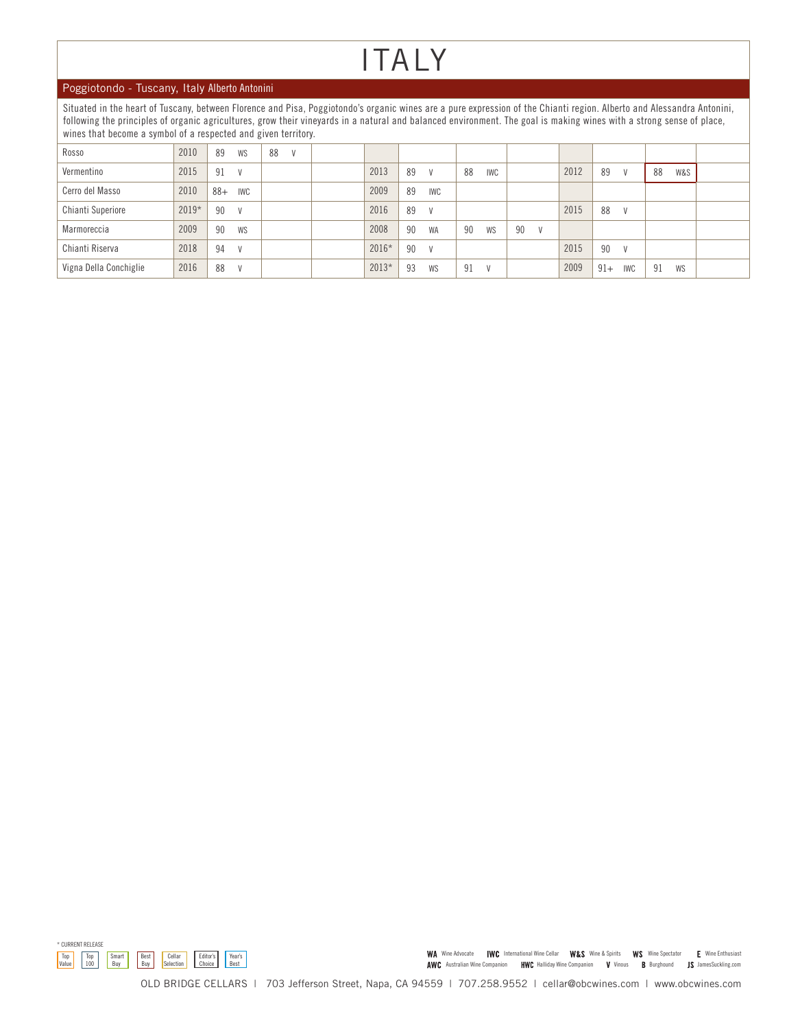# ITALY

## Poggiotondo - Tuscany, Italy Alberto Antonini

Situated in the heart of Tuscany, between Florence and Pisa, Poggiotondo's organic wines are a pure expression of the Chianti region. Alberto and Alessandra Antonini, following the principles of organic agricultures, grow their vineyards in a natural and balanced environment. The goal is making wines with a strong sense of place, wines that become a symbol of a respected and given territory.

| Wine | Vintage | Score | Score | Score | Vintage | Score | Score | Score | Vintage | Score | Score | Score |
|---|---|---|---|---|---|---|---|---|---|---|---|---|
| Rosso | 2010 | 89 WS | 88 V | | | | | | | | | |
| Vermentino | 2015 | 91 V | | | 2013 | 89 V | 88 IWC | | 2012 | 89 V | 88 W&S | |
| Cerro del Masso | 2010 | 88+ IWC | | | 2009 | 89 IWC | | | | | | |
| Chianti Superiore | 2019* | 90 V | | | 2016 | 89 V | | | 2015 | 88 V | | |
| Marmoreccia | 2009 | 90 WS | | | 2008 | 90 WA | 90 WS | 90 V | | | | |
| Chianti Riserva | 2018 | 94 V | | | 2016* | 90 V | | | 2015 | 90 V | | |
| Vigna Della Conchiglie | 2016 | 88 V | | | 2013* | 93 WS | 91 V | | 2009 | 91+ IWC | 91 WS | |

\* CURRENT RELEASE

Top Value | Top 100 | Smart Buy | Best Buy | Cellar Selection | Editor's Choice | Year's Best

**WA** Wine Advocate **IWC** International Wine Cellar **W&S** Wine & Spirits **WS** Wine Spectator **E** Wine Enthusiast
**AWC** Australian Wine Companion **HWC** Halliday Wine Companion **V** Vinous **B** Burghound **JS** JamesSuckling.com

OLD BRIDGE CELLARS | 703 Jefferson Street, Napa, CA 94559 | 707.258.9552 | cellar@obcwines.com | www.obcwines.com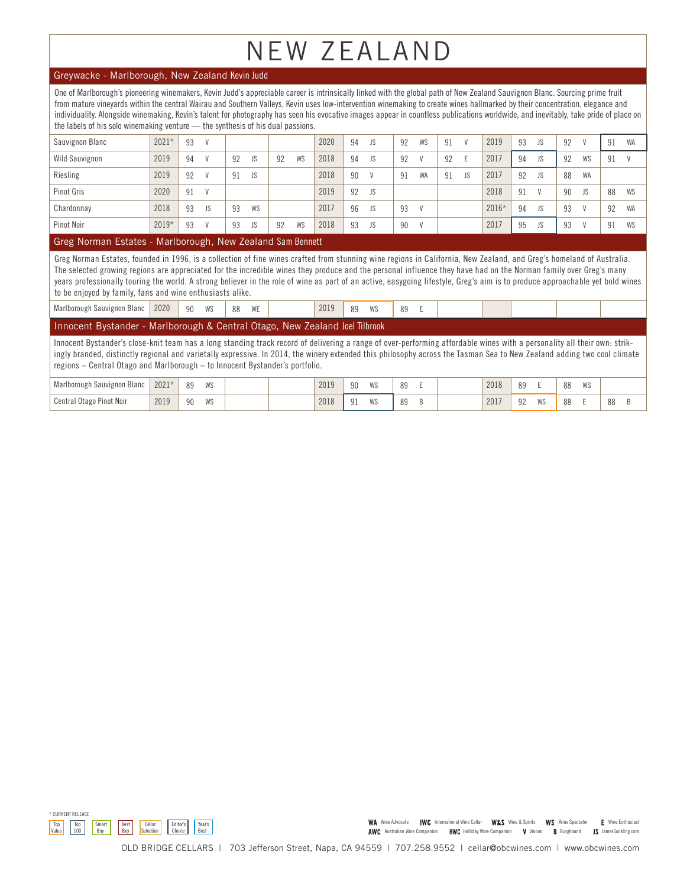# NEW ZEALAND

## Greywacke - Marlborough, New Zealand Kevin Judd

One of Marlborough's pioneering winemakers, Kevin Judd's appreciable career is intrinsically linked with the global path of New Zealand Sauvignon Blanc. Sourcing prime fruit from mature vineyards within the central Wairau and Southern Valleys, Kevin uses low-intervention winemaking to create wines hallmarked by their concentration, elegance and individuality. Alongside winemaking, Kevin's talent for photography has seen his evocative images appear in countless publications worldwide, and inevitably, take pride of place on the labels of his solo winemaking venture — the synthesis of his dual passions.

| Wine | Vintage | Score | Score | Score | Vintage | Score | Score | Score | Vintage | Score | Score | Score |
|---|---|---|---|---|---|---|---|---|---|---|---|---|
| Sauvignon Blanc | 2021* | 93 V | | | 2020 | 94 JS | 92 WS | 91 V | 2019 | 93 JS | 92 V | 91 WA |
| Wild Sauvignon | 2019 | 94 V | 92 JS | 92 WS | 2018 | 94 JS | 92 V | 92 E | 2017 | 94 JS | 92 WS | 91 V |
| Riesling | 2019 | 92 V | 91 JS | | 2018 | 90 V | 91 WA | 91 JS | 2017 | 92 JS | 88 WA | |
| Pinot Gris | 2020 | 91 V | | | 2019 | 92 JS | | | 2018 | 91 V | 90 JS | 88 WS |
| Chardonnay | 2018 | 93 JS | 93 WS | | 2017 | 96 JS | 93 V | | 2016* | 94 JS | 93 V | 92 WA |
| Pinot Noir | 2019* | 93 V | 93 JS | 92 WS | 2018 | 93 JS | 90 V | | 2017 | 95 JS | 93 V | 91 WS |

## Greg Norman Estates - Marlborough, New Zealand Sam Bennett

Greg Norman Estates, founded in 1996, is a collection of fine wines crafted from stunning wine regions in California, New Zealand, and Greg's homeland of Australia. The selected growing regions are appreciated for the incredible wines they produce and the personal influence they have had on the Norman family over Greg's many years professionally touring the world. A strong believer in the role of wine as part of an active, easygoing lifestyle, Greg's aim is to produce approachable yet bold wines to be enjoyed by family, fans and wine enthusiasts alike.

| Wine | Vintage | Score | Score | Score | Vintage | Score | Score | Score | Vintage | Score | Score | Score |
|---|---|---|---|---|---|---|---|---|---|---|---|---|
| Marlborough Sauvignon Blanc | 2020 | 90 WS | 88 WE | | 2019 | 89 WS | 89 E | | | | | |

## Innocent Bystander - Marlborough & Central Otago, New Zealand Joel Tilbrook

Innocent Bystander's close-knit team has a long standing track record of delivering a range of over-performing affordable wines with a personality all their own: strikingly branded, distinctly regional and varietally expressive. In 2014, the winery extended this philosophy across the Tasman Sea to New Zealand adding two cool climate regions – Central Otago and Marlborough – to Innocent Bystander's portfolio.

| Wine | Vintage | Score | Score | Score | Vintage | Score | Score | Score | Vintage | Score | Score | Score |
|---|---|---|---|---|---|---|---|---|---|---|---|---|
| Marlborough Sauvignon Blanc | 2021* | 89 WS | | | 2019 | 90 WS | 89 E | | 2018 | 89 E | 88 WS | |
| Central Otago Pinot Noir | 2019 | 90 WS | | | 2018 | 91 WS | 89 B | | 2017 | 92 WS | 88 E | 88 B |

\* CURRENT RELEASE

Top Value | Top 100 | Smart Buy | Best Buy | Cellar Selection | Editor's Choice | Year's Best

WA Wine Advocate | IWC International Wine Cellar | W&S Wine & Spirits | WS Wine Spectator | E Wine Enthusiast | AWC Australian Wine Companion | HWC Halliday Wine Companion | V Vinous | B Burghound | JS JamesSuckling.com

OLD BRIDGE CELLARS | 703 Jefferson Street, Napa, CA 94559 | 707.258.9552 | cellar@obcwines.com | www.obcwines.com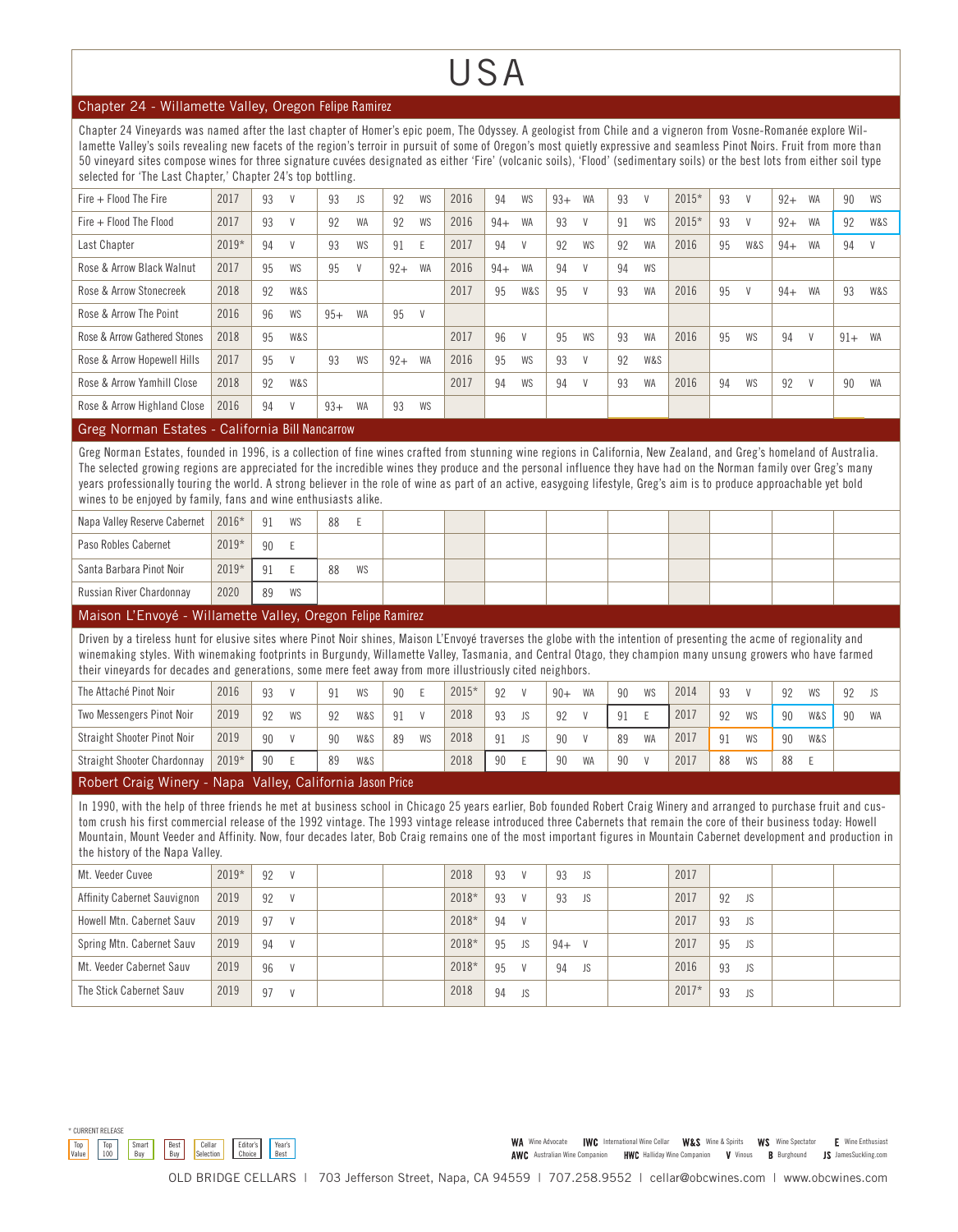# USA

## Chapter 24 - Willamette Valley, Oregon Felipe Ramirez

Chapter 24 Vineyards was named after the last chapter of Homer's epic poem, The Odyssey. A geologist from Chile and a vigneron from Vosne-Romanée explore Willamette Valley's soils revealing new facets of the region's terroir in pursuit of some of Oregon's most quietly expressive and seamless Pinot Noirs. Fruit from more than 50 vineyard sites compose wines for three signature cuvées designated as either 'Fire' (volcanic soils), 'Flood' (sedimentary soils) or the best lots from either soil type selected for 'The Last Chapter,' Chapter 24's top bottling.

| | | | | | | | | | | | | | | | | | | | | | |
|---|---|---|---|---|---|---|---|---|---|---|---|---|---|---|---|---|---|---|---|---|---|
| Fire + Flood The Fire | 2017 | 93 | V | 93 | JS | 92 | WS | 2016 | 94 | WS | 93+ | WA | 93 | V | 2015* | 93 | V | 92+ | WA | 90 | WS |
| Fire + Flood The Flood | 2017 | 93 | V | 92 | WA | 92 | WS | 2016 | 94+ | WA | 93 | V | 91 | WS | 2015* | 93 | V | 92+ | WA | 92 | W&S |
| Last Chapter | 2019* | 94 | V | 93 | WS | 91 | E | 2017 | 94 | V | 92 | WS | 92 | WA | 2016 | 95 | W&S | 94+ | WA | 94 | V |
| Rose & Arrow Black Walnut | 2017 | 95 | WS | 95 | V | 92+ | WA | 2016 | 94+ | WA | 94 | V | 94 | WS | | | | | | | |
| Rose & Arrow Stonecreek | 2018 | 92 | W&S | | | | | 2017 | 95 | W&S | 95 | V | 93 | WA | 2016 | 95 | V | 94+ | WA | 93 | W&S |
| Rose & Arrow The Point | 2016 | 96 | WS | 95+ | WA | 95 | V | | | | | | | | | | | | | | |
| Rose & Arrow Gathered Stones | 2018 | 95 | W&S | | | | | 2017 | 96 | V | 95 | WS | 93 | WA | 2016 | 95 | WS | 94 | V | 91+ | WA |
| Rose & Arrow Hopewell Hills | 2017 | 95 | V | 93 | WS | 92+ | WA | 2016 | 95 | WS | 93 | V | 92 | W&S | | | | | | | |
| Rose & Arrow Yamhill Close | 2018 | 92 | W&S | | | | | 2017 | 94 | WS | 94 | V | 93 | WA | 2016 | 94 | WS | 92 | V | 90 | WA |
| Rose & Arrow Highland Close | 2016 | 94 | V | 93+ | WA | 93 | WS | | | | | | | | | | | | | | |

## Greg Norman Estates - California Bill Nancarrow

Greg Norman Estates, founded in 1996, is a collection of fine wines crafted from stunning wine regions in California, New Zealand, and Greg's homeland of Australia. The selected growing regions are appreciated for the incredible wines they produce and the personal influence they have had on the Norman family over Greg's many years professionally touring the world. A strong believer in the role of wine as part of an active, easygoing lifestyle, Greg's aim is to produce approachable yet bold wines to be enjoyed by family, fans and wine enthusiasts alike.

| | | | | | |
|---|---|---|---|---|---|
| Napa Valley Reserve Cabernet | 2016* | 91 | WS | 88 | E |
| Paso Robles Cabernet | 2019* | 90 | E | | |
| Santa Barbara Pinot Noir | 2019* | 91 | E | 88 | WS |
| Russian River Chardonnay | 2020 | 89 | WS | | |

## Maison L'Envoyé - Willamette Valley, Oregon Felipe Ramirez

Driven by a tireless hunt for elusive sites where Pinot Noir shines, Maison L'Envoyé traverses the globe with the intention of presenting the acme of regionality and winemaking styles. With winemaking footprints in Burgundy, Willamette Valley, Tasmania, and Central Otago, they champion many unsung growers who have farmed their vineyards for decades and generations, some mere feet away from more illustriously cited neighbors.

| | | | | | | | | | | | | | | | | | | | | | |
|---|---|---|---|---|---|---|---|---|---|---|---|---|---|---|---|---|---|---|---|---|---|
| The Attaché Pinot Noir | 2016 | 93 | V | 91 | WS | 90 | E | 2015* | 92 | V | 90+ | WA | 90 | WS | 2014 | 93 | V | 92 | WS | 92 | JS |
| Two Messengers Pinot Noir | 2019 | 92 | WS | 92 | W&S | 91 | V | 2018 | 93 | JS | 92 | V | 91 | E | 2017 | 92 | WS | 90 | W&S | 90 | WA |
| Straight Shooter Pinot Noir | 2019 | 90 | V | 90 | W&S | 89 | WS | 2018 | 91 | JS | 90 | V | 89 | WA | 2017 | 91 | WS | 90 | W&S | | |
| Straight Shooter Chardonnay | 2019* | 90 | E | 89 | W&S | | | 2018 | 90 | E | 90 | WA | 90 | V | 2017 | 88 | WS | 88 | E | | |

## Robert Craig Winery - Napa Valley, California Jason Price

In 1990, with the help of three friends he met at business school in Chicago 25 years earlier, Bob founded Robert Craig Winery and arranged to purchase fruit and custom crush his first commercial release of the 1992 vintage. The 1993 vintage release introduced three Cabernets that remain the core of their business today: Howell Mountain, Mount Veeder and Affinity. Now, four decades later, Bob Craig remains one of the most important figures in Mountain Cabernet development and production in the history of the Napa Valley.

| | | | | | | | | | | | | |
|---|---|---|---|---|---|---|---|---|---|---|---|---|
| Mt. Veeder Cuvee | 2019* | 92 | V | | | | 2018 | 93 | V | 93 | JS | 2017 |
| Affinity Cabernet Sauvignon | 2019 | 92 | V | | | | 2018* | 93 | V | 93 | JS | 2017 | 92 | JS |
| Howell Mtn. Cabernet Sauv | 2019 | 97 | V | | | | 2018* | 94 | V | | | 2017 | 93 | JS |
| Spring Mtn. Cabernet Sauv | 2019 | 94 | V | | | | 2018* | 95 | JS | 94+ | V | 2017 | 95 | JS |
| Mt. Veeder Cabernet Sauv | 2019 | 96 | V | | | | 2018* | 95 | V | 94 | JS | 2016 | 93 | JS |
| The Stick Cabernet Sauv | 2019 | 97 | V | | | | 2018 | 94 | JS | | | 2017* | 93 | JS |

\* CURRENT RELEASE

Top Value | Top 100 | Smart Buy | Best Buy | Cellar Selection | Editor's Choice | Year's Best

WA Wine Advocate | IWC International Wine Cellar | W&S Wine & Spirits | WS Wine Spectator | E Wine Enthusiast | AWC Australian Wine Companion | HWC Halliday Wine Companion | V Vinous | B Burghound | JS JamesSuckling.com

OLD BRIDGE CELLARS | 703 Jefferson Street, Napa, CA 94559 | 707.258.9552 | cellar@obcwines.com | www.obcwines.com